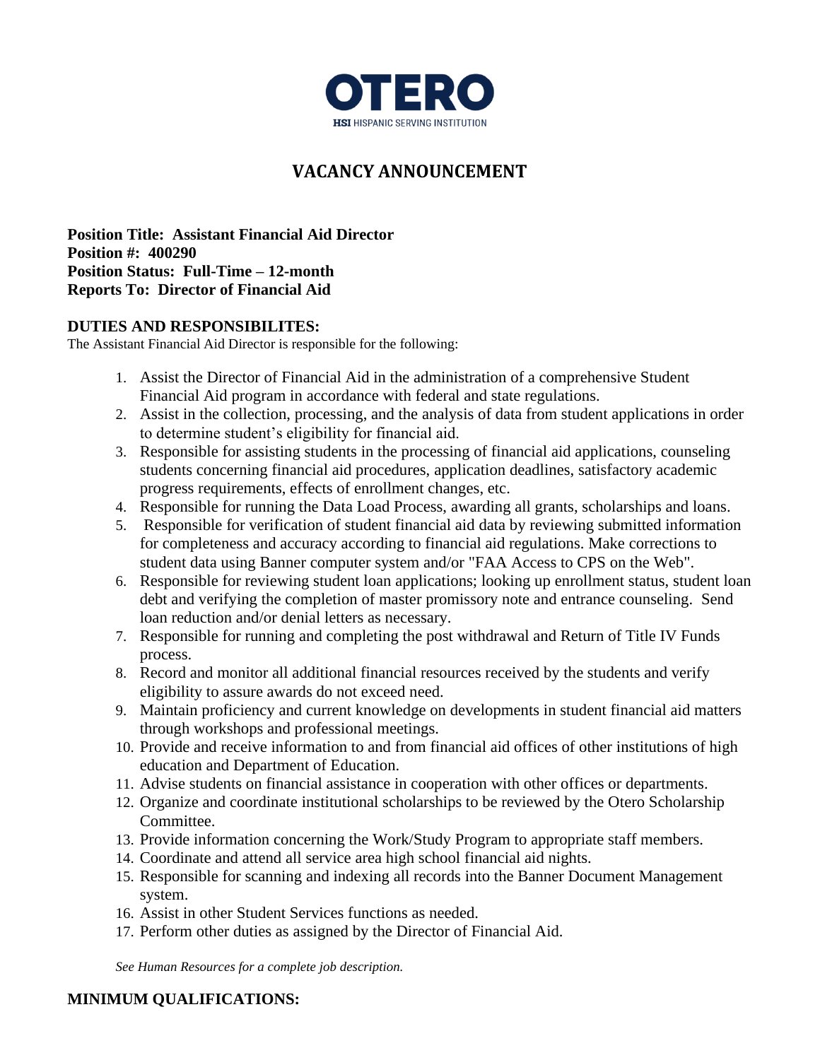OTERO

HSI HISPANIC SERVING INSTITUTION

# VACANCY ANNOUNCEMENT

**Position Title: Assistant Financial Aid Director**
**Position #: 400290**
**Position Status: Full-Time – 12-month**
**Reports To: Director of Financial Aid**

## DUTIES AND RESPONSIBILITES:

The Assistant Financial Aid Director is responsible for the following:

1. Assist the Director of Financial Aid in the administration of a comprehensive Student Financial Aid program in accordance with federal and state regulations.
2. Assist in the collection, processing, and the analysis of data from student applications in order to determine student's eligibility for financial aid.
3. Responsible for assisting students in the processing of financial aid applications, counseling students concerning financial aid procedures, application deadlines, satisfactory academic progress requirements, effects of enrollment changes, etc.
4. Responsible for running the Data Load Process, awarding all grants, scholarships and loans.
5. Responsible for verification of student financial aid data by reviewing submitted information for completeness and accuracy according to financial aid regulations. Make corrections to student data using Banner computer system and/or "FAA Access to CPS on the Web".
6. Responsible for reviewing student loan applications; looking up enrollment status, student loan debt and verifying the completion of master promissory note and entrance counseling. Send loan reduction and/or denial letters as necessary.
7. Responsible for running and completing the post withdrawal and Return of Title IV Funds process.
8. Record and monitor all additional financial resources received by the students and verify eligibility to assure awards do not exceed need.
9. Maintain proficiency and current knowledge on developments in student financial aid matters through workshops and professional meetings.
10. Provide and receive information to and from financial aid offices of other institutions of high education and Department of Education.
11. Advise students on financial assistance in cooperation with other offices or departments.
12. Organize and coordinate institutional scholarships to be reviewed by the Otero Scholarship Committee.
13. Provide information concerning the Work/Study Program to appropriate staff members.
14. Coordinate and attend all service area high school financial aid nights.
15. Responsible for scanning and indexing all records into the Banner Document Management system.
16. Assist in other Student Services functions as needed.
17. Perform other duties as assigned by the Director of Financial Aid.

*See Human Resources for a complete job description.*

## MINIMUM QUALIFICATIONS: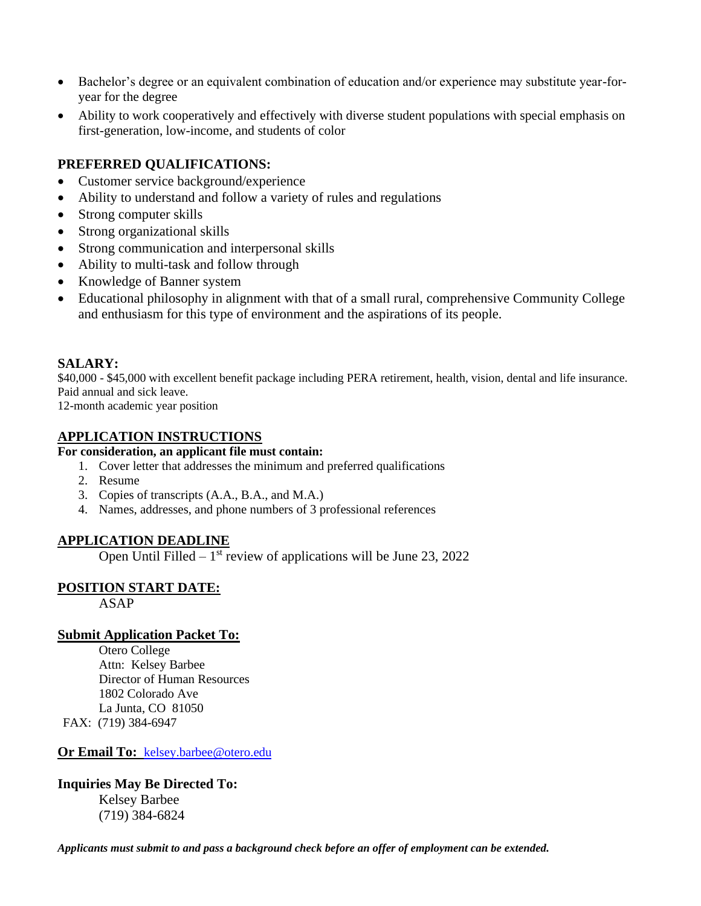- Bachelor's degree or an equivalent combination of education and/or experience may substitute year-for-year for the degree
- Ability to work cooperatively and effectively with diverse student populations with special emphasis on first-generation, low-income, and students of color

## PREFERRED QUALIFICATIONS:

- Customer service background/experience
- Ability to understand and follow a variety of rules and regulations
- Strong computer skills
- Strong organizational skills
- Strong communication and interpersonal skills
- Ability to multi-task and follow through
- Knowledge of Banner system
- Educational philosophy in alignment with that of a small rural, comprehensive Community College and enthusiasm for this type of environment and the aspirations of its people.

## SALARY:

$40,000 - $45,000 with excellent benefit package including PERA retirement, health, vision, dental and life insurance. Paid annual and sick leave.
12-month academic year position

## APPLICATION INSTRUCTIONS

**For consideration, an applicant file must contain:**

1. Cover letter that addresses the minimum and preferred qualifications
2. Resume
3. Copies of transcripts (A.A., B.A., and M.A.)
4. Names, addresses, and phone numbers of 3 professional references

## APPLICATION DEADLINE

Open Until Filled – 1st review of applications will be June 23, 2022

## POSITION START DATE:

ASAP

## Submit Application Packet To:

Otero College
Attn: Kelsey Barbee
Director of Human Resources
1802 Colorado Ave
La Junta, CO 81050
FAX: (719) 384-6947

**Or Email To:** kelsey.barbee@otero.edu

**Inquiries May Be Directed To:**

Kelsey Barbee
(719) 384-6824

***Applicants must submit to and pass a background check before an offer of employment can be extended.***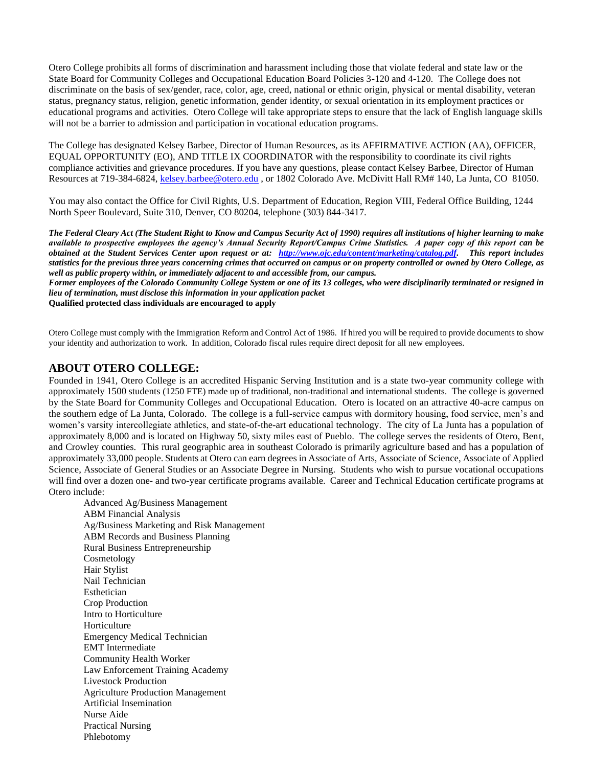Otero College prohibits all forms of discrimination and harassment including those that violate federal and state law or the State Board for Community Colleges and Occupational Education Board Policies 3-120 and 4-120. The College does not discriminate on the basis of sex/gender, race, color, age, creed, national or ethnic origin, physical or mental disability, veteran status, pregnancy status, religion, genetic information, gender identity, or sexual orientation in its employment practices or educational programs and activities. Otero College will take appropriate steps to ensure that the lack of English language skills will not be a barrier to admission and participation in vocational education programs.

The College has designated Kelsey Barbee, Director of Human Resources, as its AFFIRMATIVE ACTION (AA), OFFICER, EQUAL OPPORTUNITY (EO), AND TITLE IX COORDINATOR with the responsibility to coordinate its civil rights compliance activities and grievance procedures. If you have any questions, please contact Kelsey Barbee, Director of Human Resources at 719-384-6824, kelsey.barbee@otero.edu , or 1802 Colorado Ave. McDivitt Hall RM# 140, La Junta, CO 81050.

You may also contact the Office for Civil Rights, U.S. Department of Education, Region VIII, Federal Office Building, 1244 North Speer Boulevard, Suite 310, Denver, CO 80204, telephone (303) 844-3417.

***The Federal Cleary Act (The Student Right to Know and Campus Security Act of 1990) requires all institutions of higher learning to make available to prospective employees the agency's Annual Security Report/Campus Crime Statistics. A paper copy of this report can be obtained at the Student Services Center upon request or at: http://www.ojc.edu/content/marketing/catalog.pdf. This report includes statistics for the previous three years concerning crimes that occurred on campus or on property controlled or owned by Otero College, as well as public property within, or immediately adjacent to and accessible from, our campus.***

***Former employees of the Colorado Community College System or one of its 13 colleges, who were disciplinarily terminated or resigned in lieu of termination, must disclose this information in your application packet***

**Qualified protected class individuals are encouraged to apply**

Otero College must comply with the Immigration Reform and Control Act of 1986. If hired you will be required to provide documents to show your identity and authorization to work. In addition, Colorado fiscal rules require direct deposit for all new employees.

## ABOUT OTERO COLLEGE:

Founded in 1941, Otero College is an accredited Hispanic Serving Institution and is a state two-year community college with approximately 1500 students (1250 FTE) made up of traditional, non-traditional and international students. The college is governed by the State Board for Community Colleges and Occupational Education. Otero is located on an attractive 40-acre campus on the southern edge of La Junta, Colorado. The college is a full-service campus with dormitory housing, food service, men's and women's varsity intercollegiate athletics, and state-of-the-art educational technology. The city of La Junta has a population of approximately 8,000 and is located on Highway 50, sixty miles east of Pueblo. The college serves the residents of Otero, Bent, and Crowley counties. This rural geographic area in southeast Colorado is primarily agriculture based and has a population of approximately 33,000 people. Students at Otero can earn degrees in Associate of Arts, Associate of Science, Associate of Applied Science, Associate of General Studies or an Associate Degree in Nursing. Students who wish to pursue vocational occupations will find over a dozen one- and two-year certificate programs available. Career and Technical Education certificate programs at Otero include:

- Advanced Ag/Business Management
- ABM Financial Analysis
- Ag/Business Marketing and Risk Management
- ABM Records and Business Planning
- Rural Business Entrepreneurship
- Cosmetology
- Hair Stylist
- Nail Technician
- Esthetician
- Crop Production
- Intro to Horticulture
- Horticulture
- Emergency Medical Technician
- EMT Intermediate
- Community Health Worker
- Law Enforcement Training Academy
- Livestock Production
- Agriculture Production Management
- Artificial Insemination
- Nurse Aide
- Practical Nursing
- Phlebotomy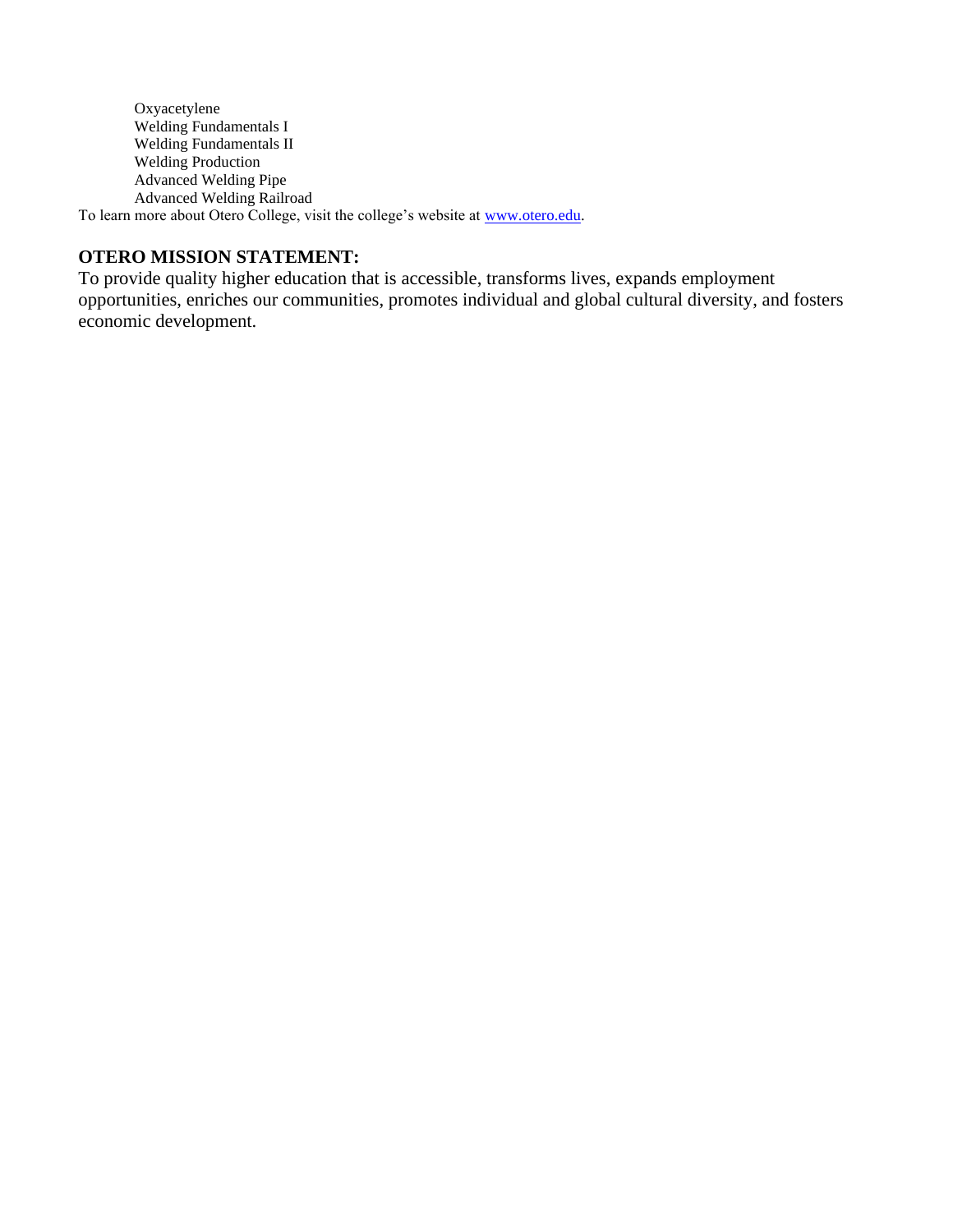- Oxyacetylene
- Welding Fundamentals I
- Welding Fundamentals II
- Welding Production
- Advanced Welding Pipe
- Advanced Welding Railroad

To learn more about Otero College, visit the college's website at [www.otero.edu](http://www.otero.edu).

**OTERO MISSION STATEMENT:**

To provide quality higher education that is accessible, transforms lives, expands employment opportunities, enriches our communities, promotes individual and global cultural diversity, and fosters economic development.